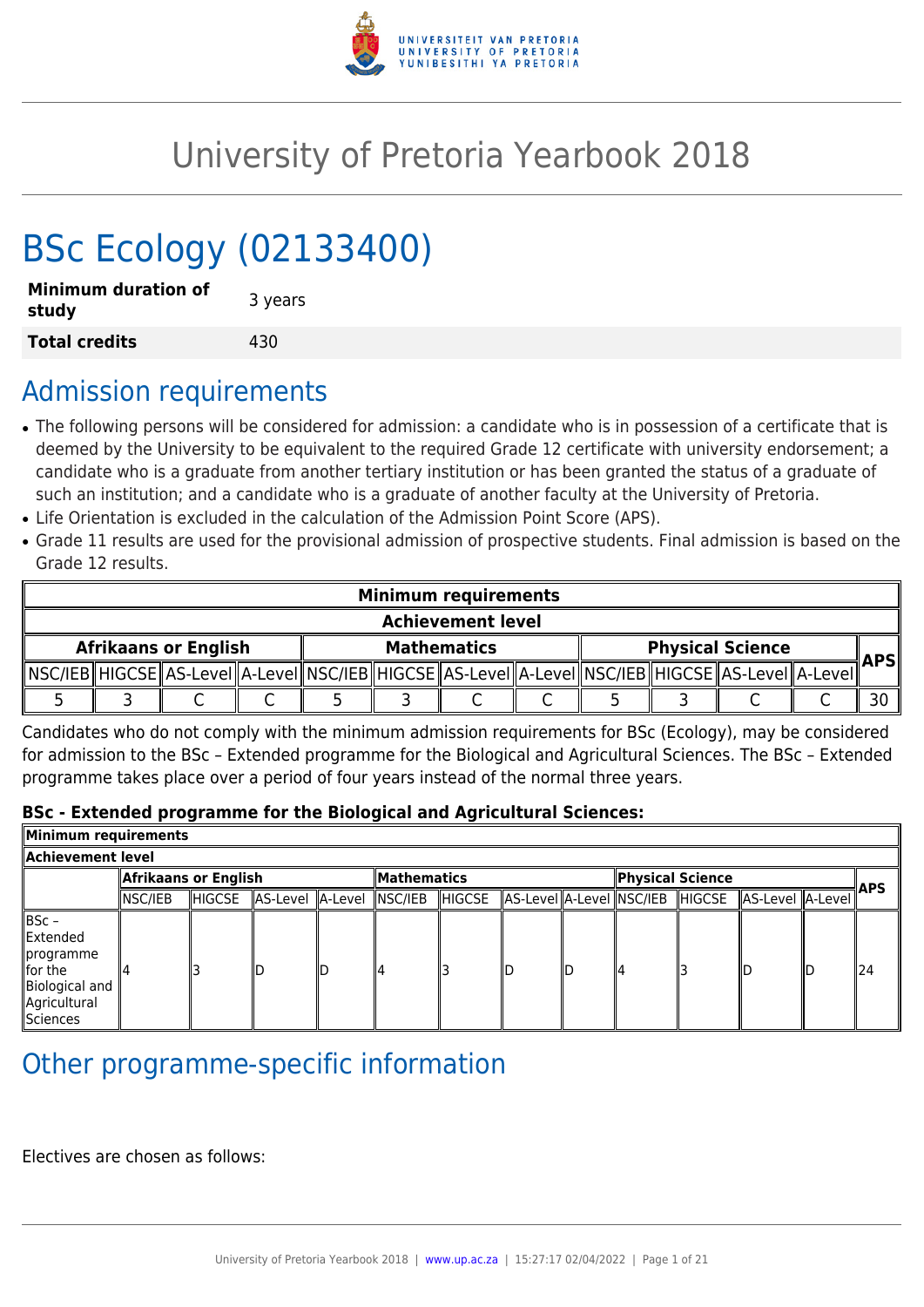# University of Pretoria Yearbook 2018

# BSc Ecology (02133400)

| Minimum duration of study | 3 years |
|---|---|
| **Total credits** | 430 |

## Admission requirements

- The following persons will be considered for admission: a candidate who is in possession of a certificate that is deemed by the University to be equivalent to the required Grade 12 certificate with university endorsement; a candidate who is a graduate from another tertiary institution or has been granted the status of a graduate of such an institution; and a candidate who is a graduate of another faculty at the University of Pretoria.
- Life Orientation is excluded in the calculation of the Admission Point Score (APS).
- Grade 11 results are used for the provisional admission of prospective students. Final admission is based on the Grade 12 results.

| Minimum requirements | | | | | | | | | | | | |
|---|---|---|---|---|---|---|---|---|---|---|---|---|
| Achievement level | | | | | | | | | | | | |
| Afrikaans or English | | | | Mathematics | | | | Physical Science | | | | APS |
| NSC/IEB | HIGCSE | AS-Level | A-Level | NSC/IEB | HIGCSE | AS-Level | A-Level | NSC/IEB | HIGCSE | AS-Level | A-Level | |
| 5 | 3 | C | C | 5 | 3 | C | C | 5 | 3 | C | C | 30 |

Candidates who do not comply with the minimum admission requirements for BSc (Ecology), may be considered for admission to the BSc – Extended programme for the Biological and Agricultural Sciences. The BSc – Extended programme takes place over a period of four years instead of the normal three years.

**BSc - Extended programme for the Biological and Agricultural Sciences:**

| Minimum requirements | | | | | | | | | | | | | |
|---|---|---|---|---|---|---|---|---|---|---|---|---|---|
| Achievement level | | | | | | | | | | | | | |
| | Afrikaans or English | | | | Mathematics | | | | Physical Science | | | | APS |
| | NSC/IEB | HIGCSE | AS-Level | A-Level | NSC/IEB | HIGCSE | AS-Level | A-Level | NSC/IEB | HIGCSE | AS-Level | A-Level | |
| BSc – Extended programme for the Biological and Agricultural Sciences | 4 | 3 | D | D | 4 | 3 | D | D | 4 | 3 | D | D | 24 |

## Other programme-specific information

Electives are chosen as follows: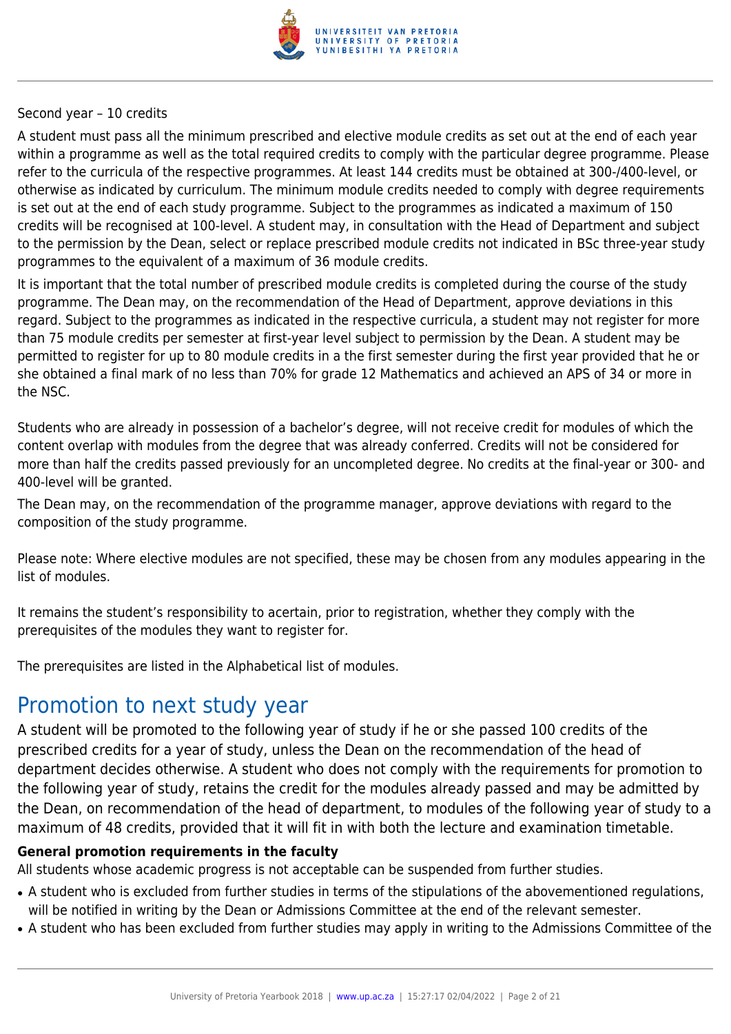Second year – 10 credits

A student must pass all the minimum prescribed and elective module credits as set out at the end of each year within a programme as well as the total required credits to comply with the particular degree programme. Please refer to the curricula of the respective programmes. At least 144 credits must be obtained at 300-/400-level, or otherwise as indicated by curriculum. The minimum module credits needed to comply with degree requirements is set out at the end of each study programme. Subject to the programmes as indicated a maximum of 150 credits will be recognised at 100-level. A student may, in consultation with the Head of Department and subject to the permission by the Dean, select or replace prescribed module credits not indicated in BSc three-year study programmes to the equivalent of a maximum of 36 module credits.

It is important that the total number of prescribed module credits is completed during the course of the study programme. The Dean may, on the recommendation of the Head of Department, approve deviations in this regard. Subject to the programmes as indicated in the respective curricula, a student may not register for more than 75 module credits per semester at first-year level subject to permission by the Dean. A student may be permitted to register for up to 80 module credits in a the first semester during the first year provided that he or she obtained a final mark of no less than 70% for grade 12 Mathematics and achieved an APS of 34 or more in the NSC.

Students who are already in possession of a bachelor's degree, will not receive credit for modules of which the content overlap with modules from the degree that was already conferred. Credits will not be considered for more than half the credits passed previously for an uncompleted degree. No credits at the final-year or 300- and 400-level will be granted.

The Dean may, on the recommendation of the programme manager, approve deviations with regard to the composition of the study programme.

Please note: Where elective modules are not specified, these may be chosen from any modules appearing in the list of modules.

It remains the student's responsibility to acertain, prior to registration, whether they comply with the prerequisites of the modules they want to register for.

The prerequisites are listed in the Alphabetical list of modules.

# Promotion to next study year

A student will be promoted to the following year of study if he or she passed 100 credits of the prescribed credits for a year of study, unless the Dean on the recommendation of the head of department decides otherwise. A student who does not comply with the requirements for promotion to the following year of study, retains the credit for the modules already passed and may be admitted by the Dean, on recommendation of the head of department, to modules of the following year of study to a maximum of 48 credits, provided that it will fit in with both the lecture and examination timetable.

**General promotion requirements in the faculty**

All students whose academic progress is not acceptable can be suspended from further studies.

- A student who is excluded from further studies in terms of the stipulations of the abovementioned regulations, will be notified in writing by the Dean or Admissions Committee at the end of the relevant semester.
- A student who has been excluded from further studies may apply in writing to the Admissions Committee of the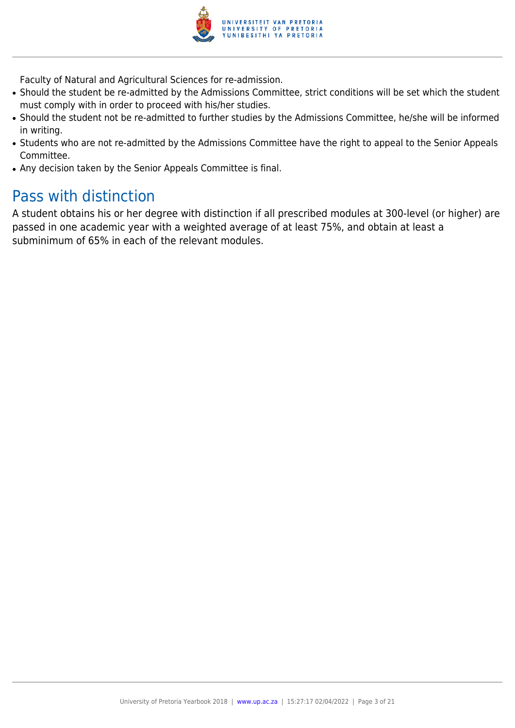Faculty of Natural and Agricultural Sciences for re-admission.

- Should the student be re-admitted by the Admissions Committee, strict conditions will be set which the student must comply with in order to proceed with his/her studies.
- Should the student not be re-admitted to further studies by the Admissions Committee, he/she will be informed in writing.
- Students who are not re-admitted by the Admissions Committee have the right to appeal to the Senior Appeals Committee.
- Any decision taken by the Senior Appeals Committee is final.

## Pass with distinction

A student obtains his or her degree with distinction if all prescribed modules at 300-level (or higher) are passed in one academic year with a weighted average of at least 75%, and obtain at least a subminimum of 65% in each of the relevant modules.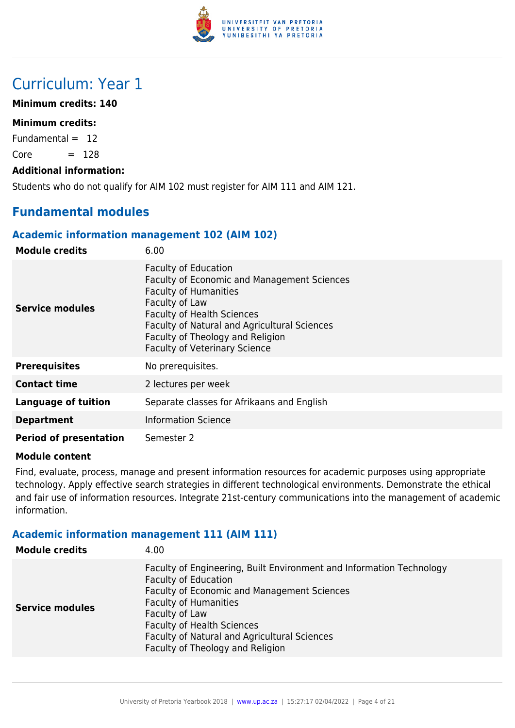# Curriculum: Year 1

**Minimum credits: 140**

**Minimum credits:**

Fundamental = 12

Core = 128

**Additional information:**

Students who do not qualify for AIM 102 must register for AIM 111 and AIM 121.

## Fundamental modules

### Academic information management 102 (AIM 102)

| | |
|---|---|
| **Module credits** | 6.00 |
| **Service modules** | Faculty of Education<br>Faculty of Economic and Management Sciences<br>Faculty of Humanities<br>Faculty of Law<br>Faculty of Health Sciences<br>Faculty of Natural and Agricultural Sciences<br>Faculty of Theology and Religion<br>Faculty of Veterinary Science |
| **Prerequisites** | No prerequisites. |
| **Contact time** | 2 lectures per week |
| **Language of tuition** | Separate classes for Afrikaans and English |
| **Department** | Information Science |
| **Period of presentation** | Semester 2 |

**Module content**

Find, evaluate, process, manage and present information resources for academic purposes using appropriate technology. Apply effective search strategies in different technological environments. Demonstrate the ethical and fair use of information resources. Integrate 21st-century communications into the management of academic information.

### Academic information management 111 (AIM 111)

| | |
|---|---|
| **Module credits** | 4.00 |
| **Service modules** | Faculty of Engineering, Built Environment and Information Technology<br>Faculty of Education<br>Faculty of Economic and Management Sciences<br>Faculty of Humanities<br>Faculty of Law<br>Faculty of Health Sciences<br>Faculty of Natural and Agricultural Sciences<br>Faculty of Theology and Religion |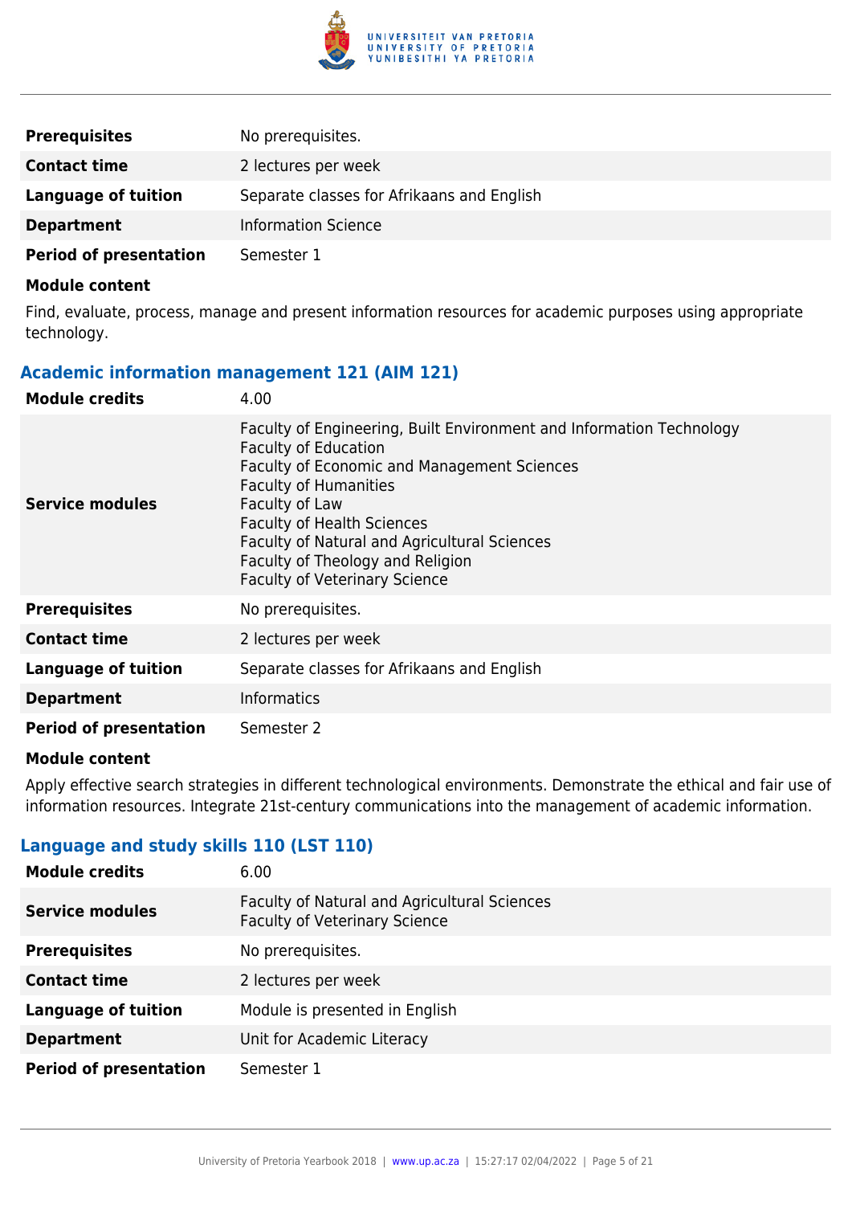| | |
|---|---|
| **Prerequisites** | No prerequisites. |
| **Contact time** | 2 lectures per week |
| **Language of tuition** | Separate classes for Afrikaans and English |
| **Department** | Information Science |
| **Period of presentation** | Semester 1 |

**Module content**

Find, evaluate, process, manage and present information resources for academic purposes using appropriate technology.

### Academic information management 121 (AIM 121)

| | |
|---|---|
| **Module credits** | 4.00 |
| **Service modules** | Faculty of Engineering, Built Environment and Information Technology<br>Faculty of Education<br>Faculty of Economic and Management Sciences<br>Faculty of Humanities<br>Faculty of Law<br>Faculty of Health Sciences<br>Faculty of Natural and Agricultural Sciences<br>Faculty of Theology and Religion<br>Faculty of Veterinary Science |
| **Prerequisites** | No prerequisites. |
| **Contact time** | 2 lectures per week |
| **Language of tuition** | Separate classes for Afrikaans and English |
| **Department** | Informatics |
| **Period of presentation** | Semester 2 |

**Module content**

Apply effective search strategies in different technological environments. Demonstrate the ethical and fair use of information resources. Integrate 21st-century communications into the management of academic information.

### Language and study skills 110 (LST 110)

| | |
|---|---|
| **Module credits** | 6.00 |
| **Service modules** | Faculty of Natural and Agricultural Sciences<br>Faculty of Veterinary Science |
| **Prerequisites** | No prerequisites. |
| **Contact time** | 2 lectures per week |
| **Language of tuition** | Module is presented in English |
| **Department** | Unit for Academic Literacy |
| **Period of presentation** | Semester 1 |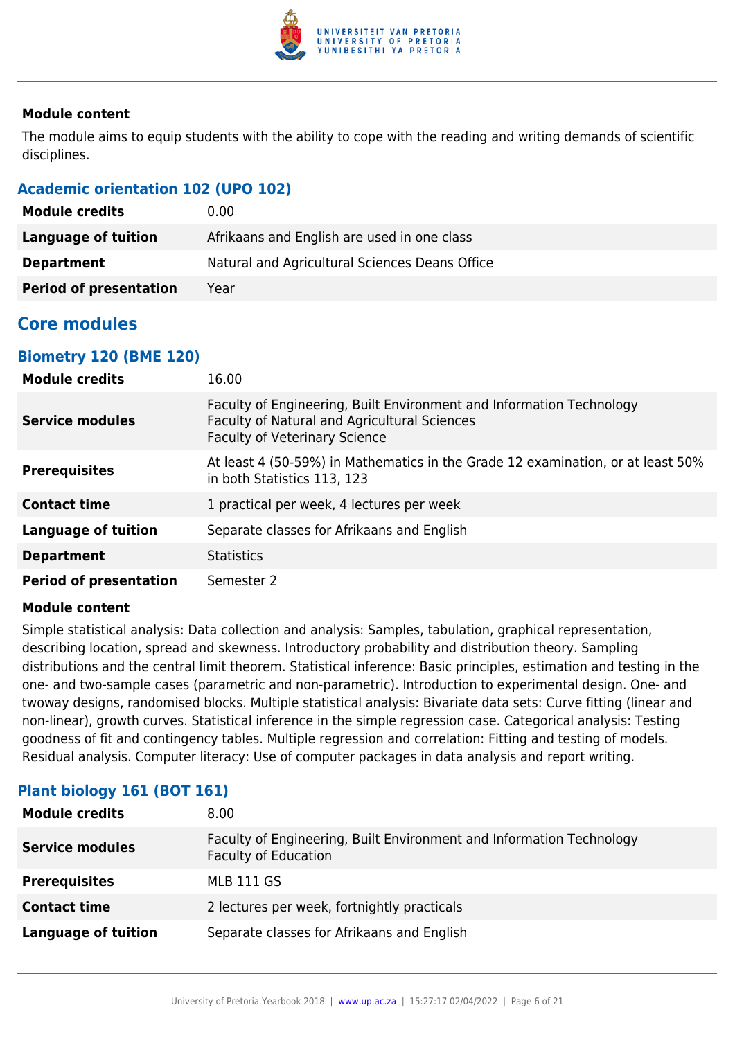#### Module content

The module aims to equip students with the ability to cope with the reading and writing demands of scientific disciplines.

### Academic orientation 102 (UPO 102)

| | |
|---|---|
| **Module credits** | 0.00 |
| **Language of tuition** | Afrikaans and English are used in one class |
| **Department** | Natural and Agricultural Sciences Deans Office |
| **Period of presentation** | Year |

## Core modules

### Biometry 120 (BME 120)

| | |
|---|---|
| **Module credits** | 16.00 |
| **Service modules** | Faculty of Engineering, Built Environment and Information Technology<br>Faculty of Natural and Agricultural Sciences<br>Faculty of Veterinary Science |
| **Prerequisites** | At least 4 (50-59%) in Mathematics in the Grade 12 examination, or at least 50% in both Statistics 113, 123 |
| **Contact time** | 1 practical per week, 4 lectures per week |
| **Language of tuition** | Separate classes for Afrikaans and English |
| **Department** | Statistics |
| **Period of presentation** | Semester 2 |

#### Module content

Simple statistical analysis: Data collection and analysis: Samples, tabulation, graphical representation, describing location, spread and skewness. Introductory probability and distribution theory. Sampling distributions and the central limit theorem. Statistical inference: Basic principles, estimation and testing in the one- and two-sample cases (parametric and non-parametric). Introduction to experimental design. One- and twoway designs, randomised blocks. Multiple statistical analysis: Bivariate data sets: Curve fitting (linear and non-linear), growth curves. Statistical inference in the simple regression case. Categorical analysis: Testing goodness of fit and contingency tables. Multiple regression and correlation: Fitting and testing of models. Residual analysis. Computer literacy: Use of computer packages in data analysis and report writing.

### Plant biology 161 (BOT 161)

| | |
|---|---|
| **Module credits** | 8.00 |
| **Service modules** | Faculty of Engineering, Built Environment and Information Technology<br>Faculty of Education |
| **Prerequisites** | MLB 111 GS |
| **Contact time** | 2 lectures per week, fortnightly practicals |
| **Language of tuition** | Separate classes for Afrikaans and English |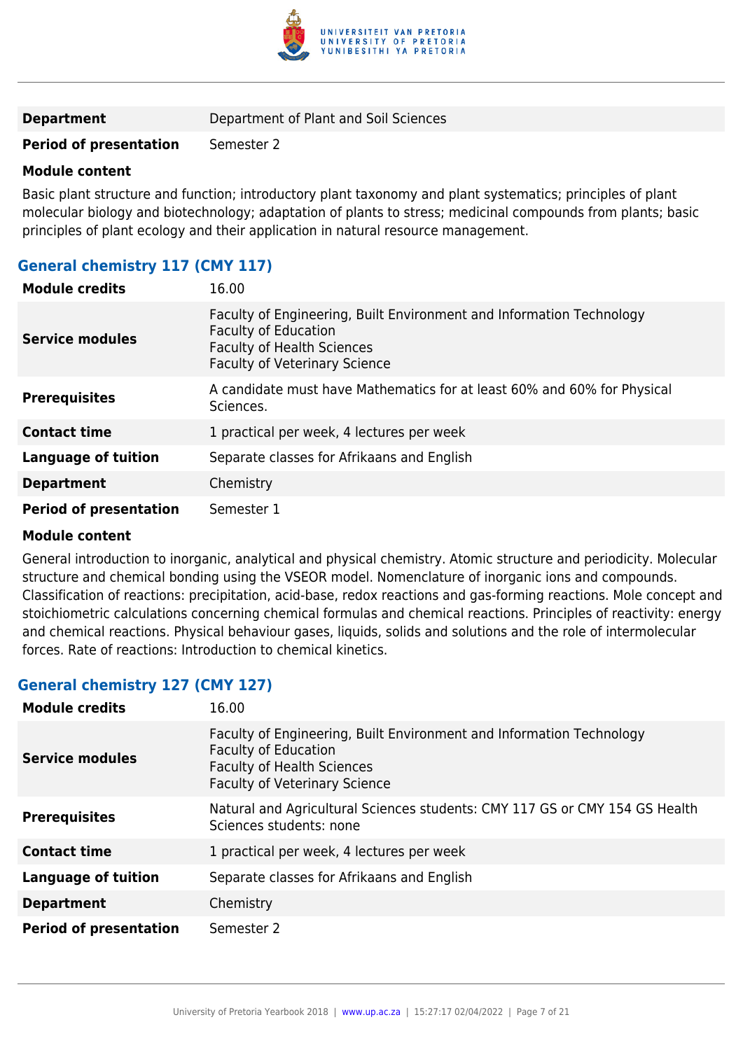| | |
|---|---|
| **Department** | Department of Plant and Soil Sciences |
| **Period of presentation** | Semester 2 |

**Module content**

Basic plant structure and function; introductory plant taxonomy and plant systematics; principles of plant molecular biology and biotechnology; adaptation of plants to stress; medicinal compounds from plants; basic principles of plant ecology and their application in natural resource management.

### General chemistry 117 (CMY 117)

| | |
|---|---|
| **Module credits** | 16.00 |
| **Service modules** | Faculty of Engineering, Built Environment and Information Technology<br>Faculty of Education<br>Faculty of Health Sciences<br>Faculty of Veterinary Science |
| **Prerequisites** | A candidate must have Mathematics for at least 60% and 60% for Physical Sciences. |
| **Contact time** | 1 practical per week, 4 lectures per week |
| **Language of tuition** | Separate classes for Afrikaans and English |
| **Department** | Chemistry |
| **Period of presentation** | Semester 1 |

**Module content**

General introduction to inorganic, analytical and physical chemistry. Atomic structure and periodicity. Molecular structure and chemical bonding using the VSEOR model. Nomenclature of inorganic ions and compounds. Classification of reactions: precipitation, acid-base, redox reactions and gas-forming reactions. Mole concept and stoichiometric calculations concerning chemical formulas and chemical reactions. Principles of reactivity: energy and chemical reactions. Physical behaviour gases, liquids, solids and solutions and the role of intermolecular forces. Rate of reactions: Introduction to chemical kinetics.

### General chemistry 127 (CMY 127)

| | |
|---|---|
| **Module credits** | 16.00 |
| **Service modules** | Faculty of Engineering, Built Environment and Information Technology<br>Faculty of Education<br>Faculty of Health Sciences<br>Faculty of Veterinary Science |
| **Prerequisites** | Natural and Agricultural Sciences students: CMY 117 GS or CMY 154 GS Health Sciences students: none |
| **Contact time** | 1 practical per week, 4 lectures per week |
| **Language of tuition** | Separate classes for Afrikaans and English |
| **Department** | Chemistry |
| **Period of presentation** | Semester 2 |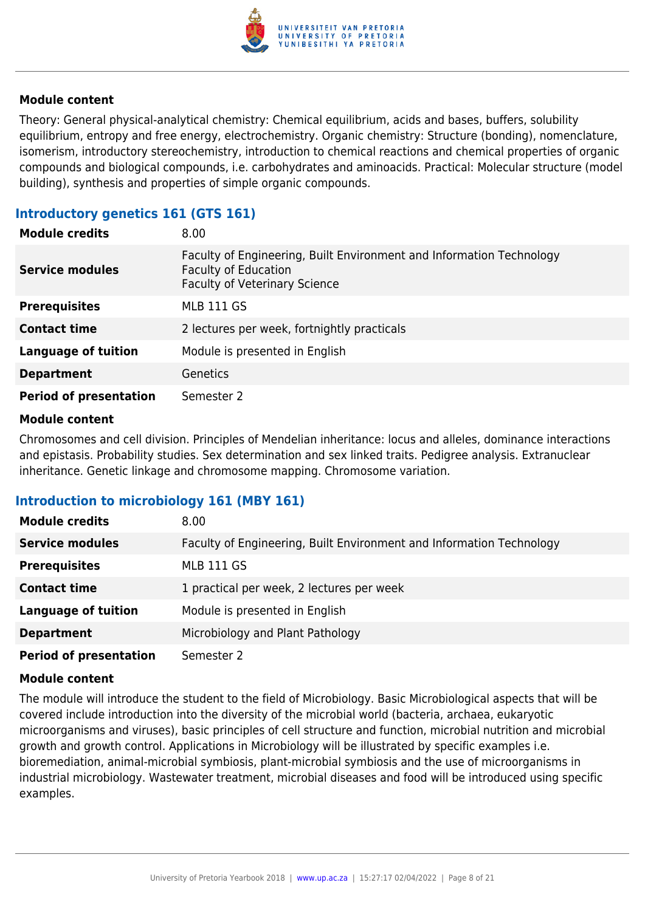#### Module content

Theory: General physical-analytical chemistry: Chemical equilibrium, acids and bases, buffers, solubility equilibrium, entropy and free energy, electrochemistry. Organic chemistry: Structure (bonding), nomenclature, isomerism, introductory stereochemistry, introduction to chemical reactions and chemical properties of organic compounds and biological compounds, i.e. carbohydrates and aminoacids. Practical: Molecular structure (model building), synthesis and properties of simple organic compounds.

### Introductory genetics 161 (GTS 161)

| | |
|---|---|
| **Module credits** | 8.00 |
| **Service modules** | Faculty of Engineering, Built Environment and Information Technology<br>Faculty of Education<br>Faculty of Veterinary Science |
| **Prerequisites** | MLB 111 GS |
| **Contact time** | 2 lectures per week, fortnightly practicals |
| **Language of tuition** | Module is presented in English |
| **Department** | Genetics |
| **Period of presentation** | Semester 2 |

#### Module content

Chromosomes and cell division. Principles of Mendelian inheritance: locus and alleles, dominance interactions and epistasis. Probability studies. Sex determination and sex linked traits. Pedigree analysis. Extranuclear inheritance. Genetic linkage and chromosome mapping. Chromosome variation.

### Introduction to microbiology 161 (MBY 161)

| | |
|---|---|
| **Module credits** | 8.00 |
| **Service modules** | Faculty of Engineering, Built Environment and Information Technology |
| **Prerequisites** | MLB 111 GS |
| **Contact time** | 1 practical per week, 2 lectures per week |
| **Language of tuition** | Module is presented in English |
| **Department** | Microbiology and Plant Pathology |
| **Period of presentation** | Semester 2 |

#### Module content

The module will introduce the student to the field of Microbiology. Basic Microbiological aspects that will be covered include introduction into the diversity of the microbial world (bacteria, archaea, eukaryotic microorganisms and viruses), basic principles of cell structure and function, microbial nutrition and microbial growth and growth control. Applications in Microbiology will be illustrated by specific examples i.e. bioremediation, animal-microbial symbiosis, plant-microbial symbiosis and the use of microorganisms in industrial microbiology. Wastewater treatment, microbial diseases and food will be introduced using specific examples.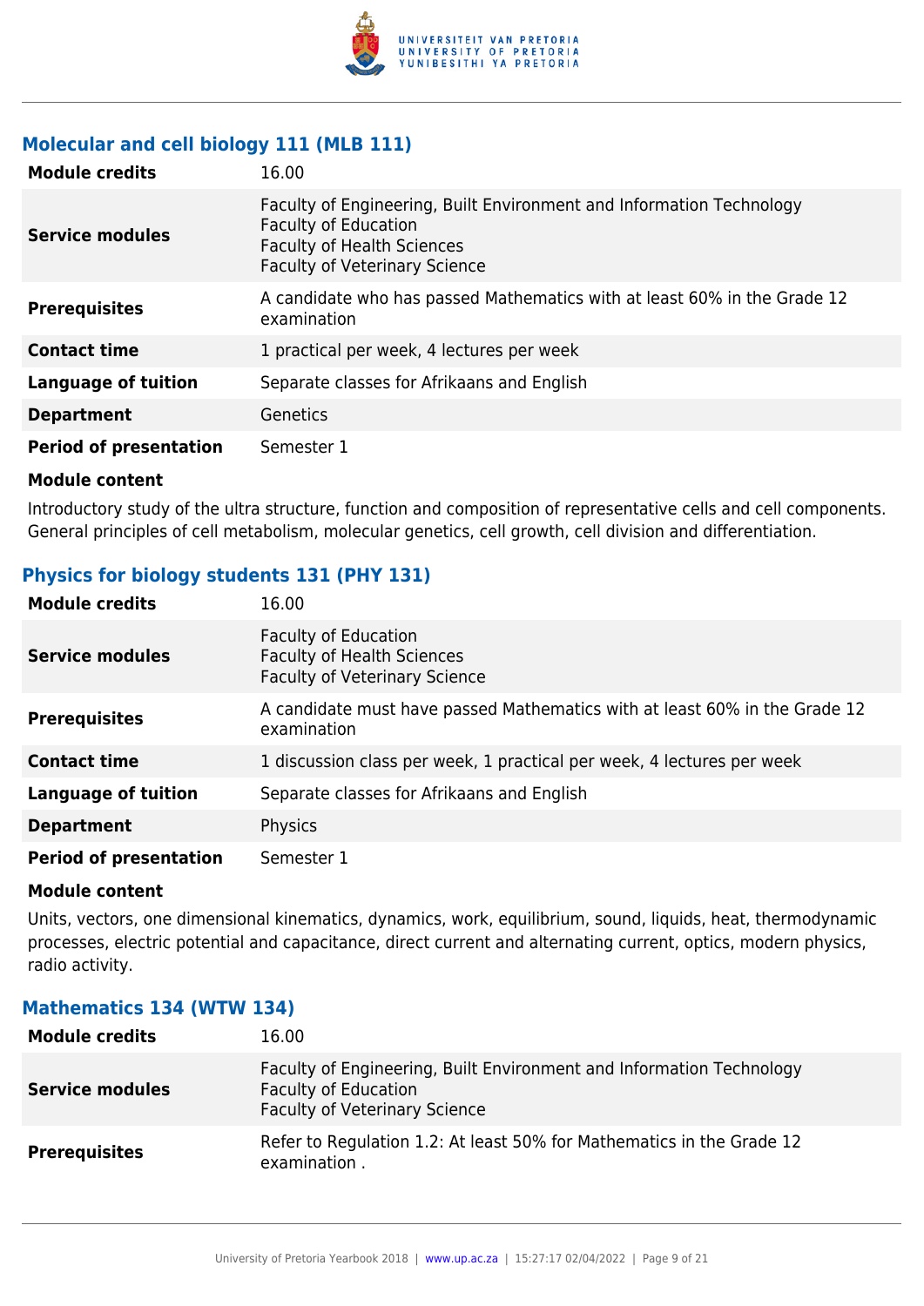### Molecular and cell biology 111 (MLB 111)

| | |
|---|---|
| **Module credits** | 16.00 |
| **Service modules** | Faculty of Engineering, Built Environment and Information Technology<br>Faculty of Education<br>Faculty of Health Sciences<br>Faculty of Veterinary Science |
| **Prerequisites** | A candidate who has passed Mathematics with at least 60% in the Grade 12 examination |
| **Contact time** | 1 practical per week, 4 lectures per week |
| **Language of tuition** | Separate classes for Afrikaans and English |
| **Department** | Genetics |
| **Period of presentation** | Semester 1 |

**Module content**

Introductory study of the ultra structure, function and composition of representative cells and cell components. General principles of cell metabolism, molecular genetics, cell growth, cell division and differentiation.

### Physics for biology students 131 (PHY 131)

| | |
|---|---|
| **Module credits** | 16.00 |
| **Service modules** | Faculty of Education<br>Faculty of Health Sciences<br>Faculty of Veterinary Science |
| **Prerequisites** | A candidate must have passed Mathematics with at least 60% in the Grade 12 examination |
| **Contact time** | 1 discussion class per week, 1 practical per week, 4 lectures per week |
| **Language of tuition** | Separate classes for Afrikaans and English |
| **Department** | Physics |
| **Period of presentation** | Semester 1 |

**Module content**

Units, vectors, one dimensional kinematics, dynamics, work, equilibrium, sound, liquids, heat, thermodynamic processes, electric potential and capacitance, direct current and alternating current, optics, modern physics, radio activity.

### Mathematics 134 (WTW 134)

| | |
|---|---|
| **Module credits** | 16.00 |
| **Service modules** | Faculty of Engineering, Built Environment and Information Technology<br>Faculty of Education<br>Faculty of Veterinary Science |
| **Prerequisites** | Refer to Regulation 1.2: At least 50% for Mathematics in the Grade 12 examination . |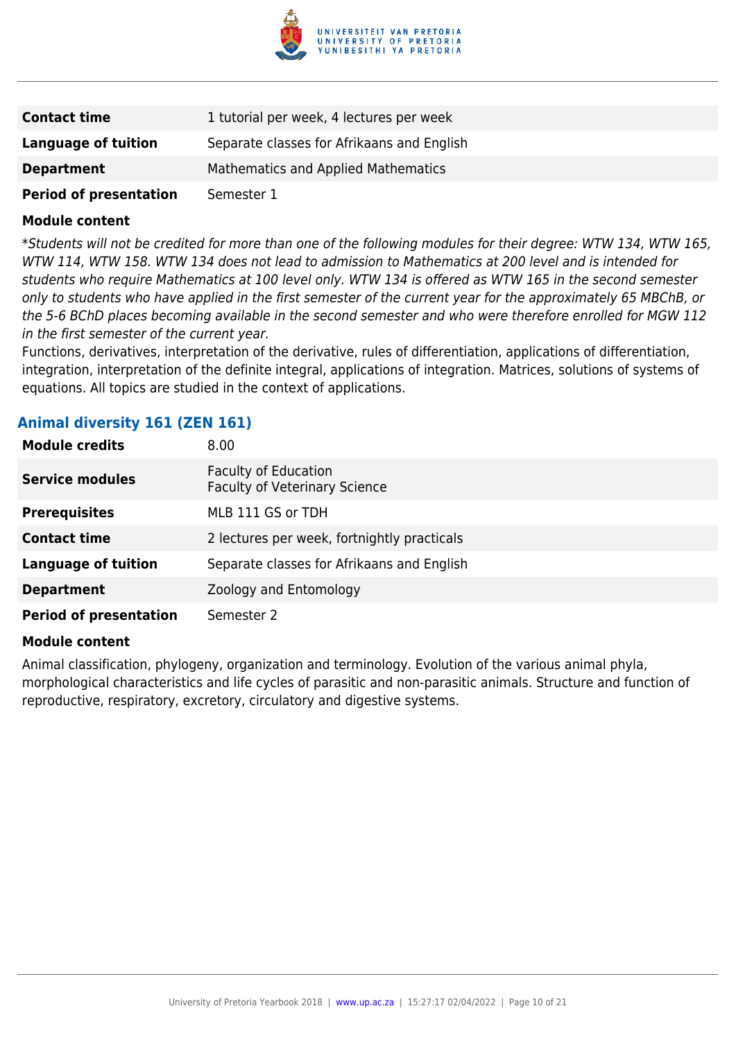| | |
|---|---|
| **Contact time** | 1 tutorial per week, 4 lectures per week |
| **Language of tuition** | Separate classes for Afrikaans and English |
| **Department** | Mathematics and Applied Mathematics |
| **Period of presentation** | Semester 1 |

**Module content**

**Students will not be credited for more than one of the following modules for their degree: WTW 134, WTW 165, WTW 114, WTW 158. WTW 134 does not lead to admission to Mathematics at 200 level and is intended for students who require Mathematics at 100 level only. WTW 134 is offered as WTW 165 in the second semester only to students who have applied in the first semester of the current year for the approximately 65 MBChB, or the 5-6 BChD places becoming available in the second semester and who were therefore enrolled for MGW 112 in the first semester of the current year.*

Functions, derivatives, interpretation of the derivative, rules of differentiation, applications of differentiation, integration, interpretation of the definite integral, applications of integration. Matrices, solutions of systems of equations. All topics are studied in the context of applications.

### Animal diversity 161 (ZEN 161)

| | |
|---|---|
| **Module credits** | 8.00 |
| **Service modules** | Faculty of Education<br>Faculty of Veterinary Science |
| **Prerequisites** | MLB 111 GS or TDH |
| **Contact time** | 2 lectures per week, fortnightly practicals |
| **Language of tuition** | Separate classes for Afrikaans and English |
| **Department** | Zoology and Entomology |
| **Period of presentation** | Semester 2 |

**Module content**

Animal classification, phylogeny, organization and terminology. Evolution of the various animal phyla, morphological characteristics and life cycles of parasitic and non-parasitic animals. Structure and function of reproductive, respiratory, excretory, circulatory and digestive systems.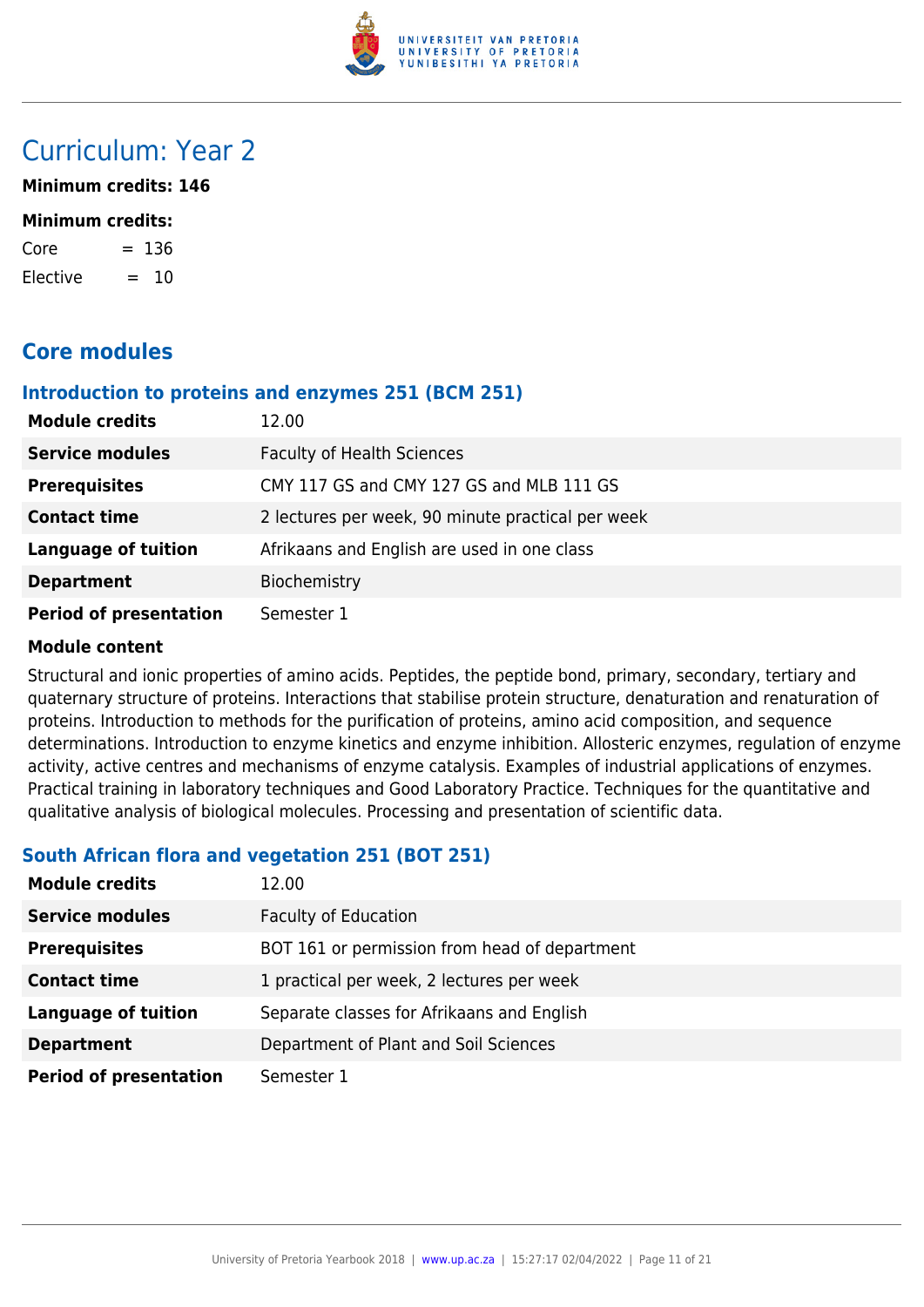# Curriculum: Year 2

**Minimum credits: 146**

**Minimum credits:**

Core = 136

Elective = 10

## Core modules

### Introduction to proteins and enzymes 251 (BCM 251)

| | |
|---|---|
| **Module credits** | 12.00 |
| **Service modules** | Faculty of Health Sciences |
| **Prerequisites** | CMY 117 GS and CMY 127 GS and MLB 111 GS |
| **Contact time** | 2 lectures per week, 90 minute practical per week |
| **Language of tuition** | Afrikaans and English are used in one class |
| **Department** | Biochemistry |
| **Period of presentation** | Semester 1 |

**Module content**

Structural and ionic properties of amino acids. Peptides, the peptide bond, primary, secondary, tertiary and quaternary structure of proteins. Interactions that stabilise protein structure, denaturation and renaturation of proteins. Introduction to methods for the purification of proteins, amino acid composition, and sequence determinations. Introduction to enzyme kinetics and enzyme inhibition. Allosteric enzymes, regulation of enzyme activity, active centres and mechanisms of enzyme catalysis. Examples of industrial applications of enzymes. Practical training in laboratory techniques and Good Laboratory Practice. Techniques for the quantitative and qualitative analysis of biological molecules. Processing and presentation of scientific data.

### South African flora and vegetation 251 (BOT 251)

| | |
|---|---|
| **Module credits** | 12.00 |
| **Service modules** | Faculty of Education |
| **Prerequisites** | BOT 161 or permission from head of department |
| **Contact time** | 1 practical per week, 2 lectures per week |
| **Language of tuition** | Separate classes for Afrikaans and English |
| **Department** | Department of Plant and Soil Sciences |
| **Period of presentation** | Semester 1 |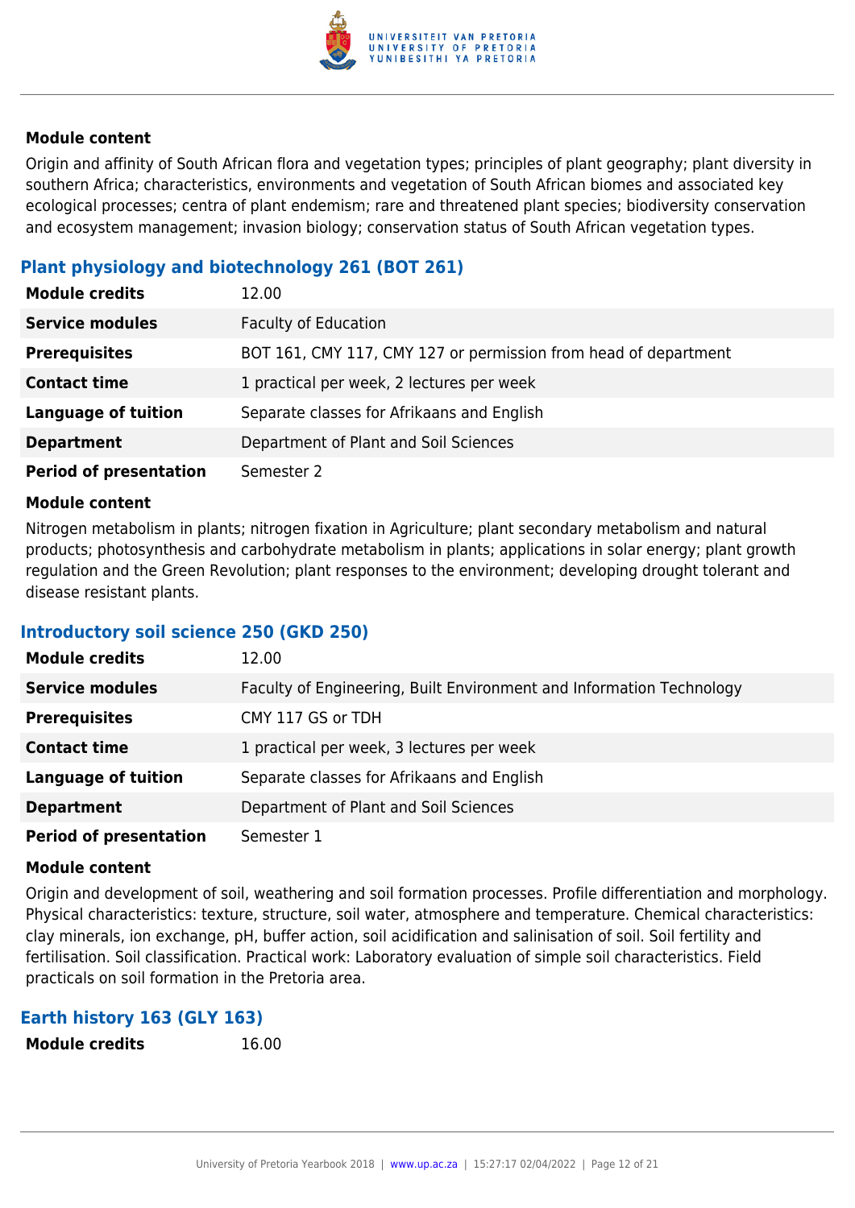#### Module content

Origin and affinity of South African flora and vegetation types; principles of plant geography; plant diversity in southern Africa; characteristics, environments and vegetation of South African biomes and associated key ecological processes; centra of plant endemism; rare and threatened plant species; biodiversity conservation and ecosystem management; invasion biology; conservation status of South African vegetation types.

### Plant physiology and biotechnology 261 (BOT 261)

| | |
|---|---|
| **Module credits** | 12.00 |
| **Service modules** | Faculty of Education |
| **Prerequisites** | BOT 161, CMY 117, CMY 127 or permission from head of department |
| **Contact time** | 1 practical per week, 2 lectures per week |
| **Language of tuition** | Separate classes for Afrikaans and English |
| **Department** | Department of Plant and Soil Sciences |
| **Period of presentation** | Semester 2 |

#### Module content

Nitrogen metabolism in plants; nitrogen fixation in Agriculture; plant secondary metabolism and natural products; photosynthesis and carbohydrate metabolism in plants; applications in solar energy; plant growth regulation and the Green Revolution; plant responses to the environment; developing drought tolerant and disease resistant plants.

### Introductory soil science 250 (GKD 250)

| | |
|---|---|
| **Module credits** | 12.00 |
| **Service modules** | Faculty of Engineering, Built Environment and Information Technology |
| **Prerequisites** | CMY 117 GS or TDH |
| **Contact time** | 1 practical per week, 3 lectures per week |
| **Language of tuition** | Separate classes for Afrikaans and English |
| **Department** | Department of Plant and Soil Sciences |
| **Period of presentation** | Semester 1 |

#### Module content

Origin and development of soil, weathering and soil formation processes. Profile differentiation and morphology. Physical characteristics: texture, structure, soil water, atmosphere and temperature. Chemical characteristics: clay minerals, ion exchange, pH, buffer action, soil acidification and salinisation of soil. Soil fertility and fertilisation. Soil classification. Practical work: Laboratory evaluation of simple soil characteristics. Field practicals on soil formation in the Pretoria area.

### Earth history 163 (GLY 163)

| | |
|---|---|
| **Module credits** | 16.00 |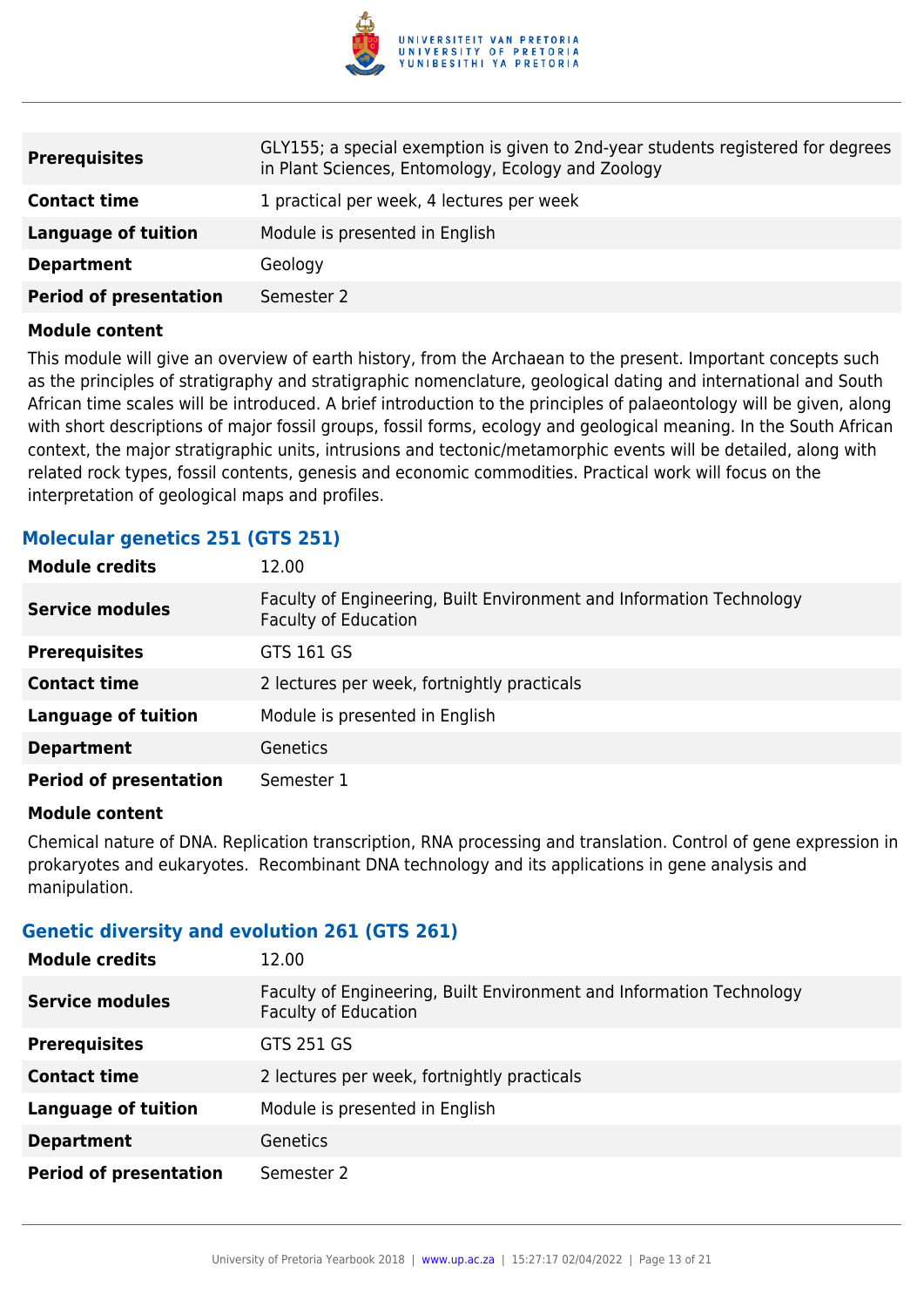| | |
|---|---|
| **Prerequisites** | GLY155; a special exemption is given to 2nd-year students registered for degrees in Plant Sciences, Entomology, Ecology and Zoology |
| **Contact time** | 1 practical per week, 4 lectures per week |
| **Language of tuition** | Module is presented in English |
| **Department** | Geology |
| **Period of presentation** | Semester 2 |

**Module content**

This module will give an overview of earth history, from the Archaean to the present. Important concepts such as the principles of stratigraphy and stratigraphic nomenclature, geological dating and international and South African time scales will be introduced. A brief introduction to the principles of palaeontology will be given, along with short descriptions of major fossil groups, fossil forms, ecology and geological meaning. In the South African context, the major stratigraphic units, intrusions and tectonic/metamorphic events will be detailed, along with related rock types, fossil contents, genesis and economic commodities. Practical work will focus on the interpretation of geological maps and profiles.

### Molecular genetics 251 (GTS 251)

| | |
|---|---|
| **Module credits** | 12.00 |
| **Service modules** | Faculty of Engineering, Built Environment and Information Technology<br>Faculty of Education |
| **Prerequisites** | GTS 161 GS |
| **Contact time** | 2 lectures per week, fortnightly practicals |
| **Language of tuition** | Module is presented in English |
| **Department** | Genetics |
| **Period of presentation** | Semester 1 |

**Module content**

Chemical nature of DNA. Replication transcription, RNA processing and translation. Control of gene expression in prokaryotes and eukaryotes. Recombinant DNA technology and its applications in gene analysis and manipulation.

### Genetic diversity and evolution 261 (GTS 261)

| | |
|---|---|
| **Module credits** | 12.00 |
| **Service modules** | Faculty of Engineering, Built Environment and Information Technology<br>Faculty of Education |
| **Prerequisites** | GTS 251 GS |
| **Contact time** | 2 lectures per week, fortnightly practicals |
| **Language of tuition** | Module is presented in English |
| **Department** | Genetics |
| **Period of presentation** | Semester 2 |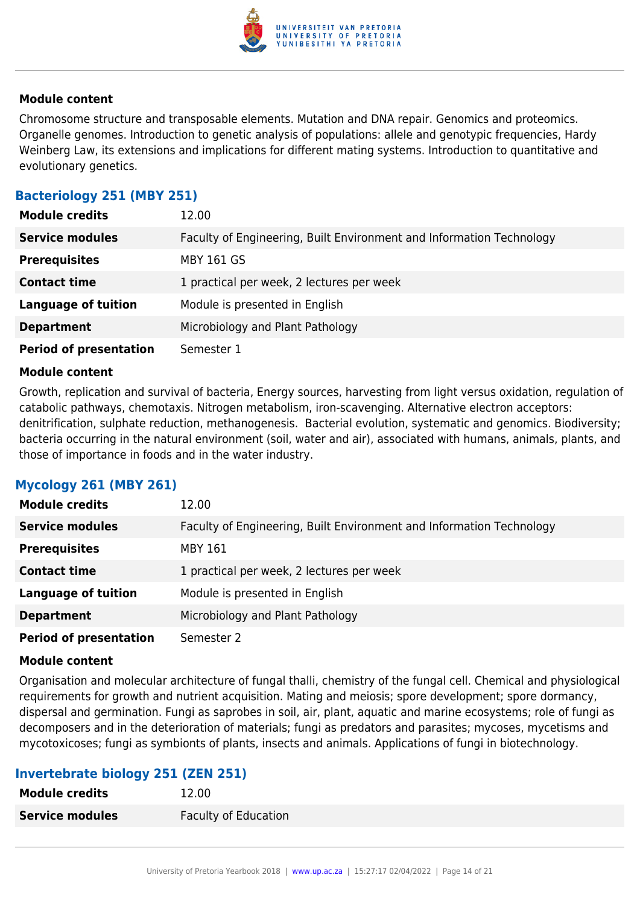#### Module content

Chromosome structure and transposable elements. Mutation and DNA repair. Genomics and proteomics. Organelle genomes. Introduction to genetic analysis of populations: allele and genotypic frequencies, Hardy Weinberg Law, its extensions and implications for different mating systems. Introduction to quantitative and evolutionary genetics.

### Bacteriology 251 (MBY 251)

| | |
|---|---|
| **Module credits** | 12.00 |
| **Service modules** | Faculty of Engineering, Built Environment and Information Technology |
| **Prerequisites** | MBY 161 GS |
| **Contact time** | 1 practical per week, 2 lectures per week |
| **Language of tuition** | Module is presented in English |
| **Department** | Microbiology and Plant Pathology |
| **Period of presentation** | Semester 1 |

#### Module content

Growth, replication and survival of bacteria, Energy sources, harvesting from light versus oxidation, regulation of catabolic pathways, chemotaxis. Nitrogen metabolism, iron-scavenging. Alternative electron acceptors: denitrification, sulphate reduction, methanogenesis. Bacterial evolution, systematic and genomics. Biodiversity; bacteria occurring in the natural environment (soil, water and air), associated with humans, animals, plants, and those of importance in foods and in the water industry.

### Mycology 261 (MBY 261)

| | |
|---|---|
| **Module credits** | 12.00 |
| **Service modules** | Faculty of Engineering, Built Environment and Information Technology |
| **Prerequisites** | MBY 161 |
| **Contact time** | 1 practical per week, 2 lectures per week |
| **Language of tuition** | Module is presented in English |
| **Department** | Microbiology and Plant Pathology |
| **Period of presentation** | Semester 2 |

#### Module content

Organisation and molecular architecture of fungal thalli, chemistry of the fungal cell. Chemical and physiological requirements for growth and nutrient acquisition. Mating and meiosis; spore development; spore dormancy, dispersal and germination. Fungi as saprobes in soil, air, plant, aquatic and marine ecosystems; role of fungi as decomposers and in the deterioration of materials; fungi as predators and parasites; mycoses, mycetisms and mycotoxicoses; fungi as symbionts of plants, insects and animals. Applications of fungi in biotechnology.

### Invertebrate biology 251 (ZEN 251)

| | |
|---|---|
| **Module credits** | 12.00 |
| **Service modules** | Faculty of Education |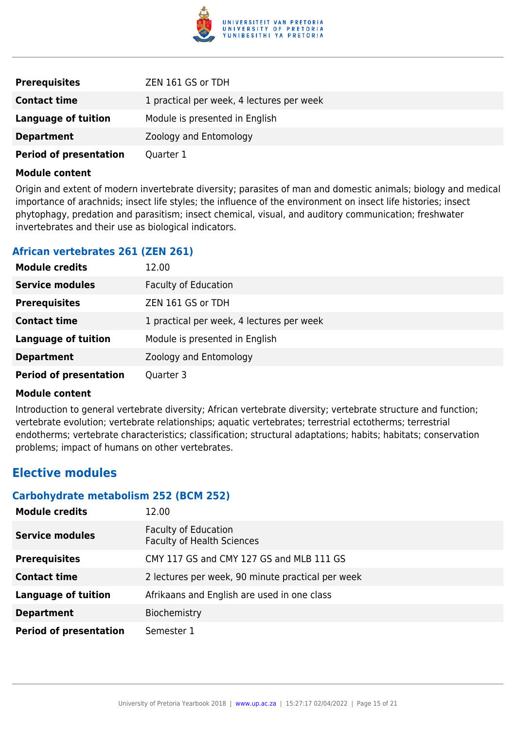| | |
|---|---|
| **Prerequisites** | ZEN 161 GS or TDH |
| **Contact time** | 1 practical per week, 4 lectures per week |
| **Language of tuition** | Module is presented in English |
| **Department** | Zoology and Entomology |
| **Period of presentation** | Quarter 1 |

**Module content**

Origin and extent of modern invertebrate diversity; parasites of man and domestic animals; biology and medical importance of arachnids; insect life styles; the influence of the environment on insect life histories; insect phytophagy, predation and parasitism; insect chemical, visual, and auditory communication; freshwater invertebrates and their use as biological indicators.

### African vertebrates 261 (ZEN 261)

| | |
|---|---|
| **Module credits** | 12.00 |
| **Service modules** | Faculty of Education |
| **Prerequisites** | ZEN 161 GS or TDH |
| **Contact time** | 1 practical per week, 4 lectures per week |
| **Language of tuition** | Module is presented in English |
| **Department** | Zoology and Entomology |
| **Period of presentation** | Quarter 3 |

**Module content**

Introduction to general vertebrate diversity; African vertebrate diversity; vertebrate structure and function; vertebrate evolution; vertebrate relationships; aquatic vertebrates; terrestrial ectotherms; terrestrial endotherms; vertebrate characteristics; classification; structural adaptations; habits; habitats; conservation problems; impact of humans on other vertebrates.

## Elective modules

### Carbohydrate metabolism 252 (BCM 252)

| | |
|---|---|
| **Module credits** | 12.00 |
| **Service modules** | Faculty of Education<br>Faculty of Health Sciences |
| **Prerequisites** | CMY 117 GS and CMY 127 GS and MLB 111 GS |
| **Contact time** | 2 lectures per week, 90 minute practical per week |
| **Language of tuition** | Afrikaans and English are used in one class |
| **Department** | Biochemistry |
| **Period of presentation** | Semester 1 |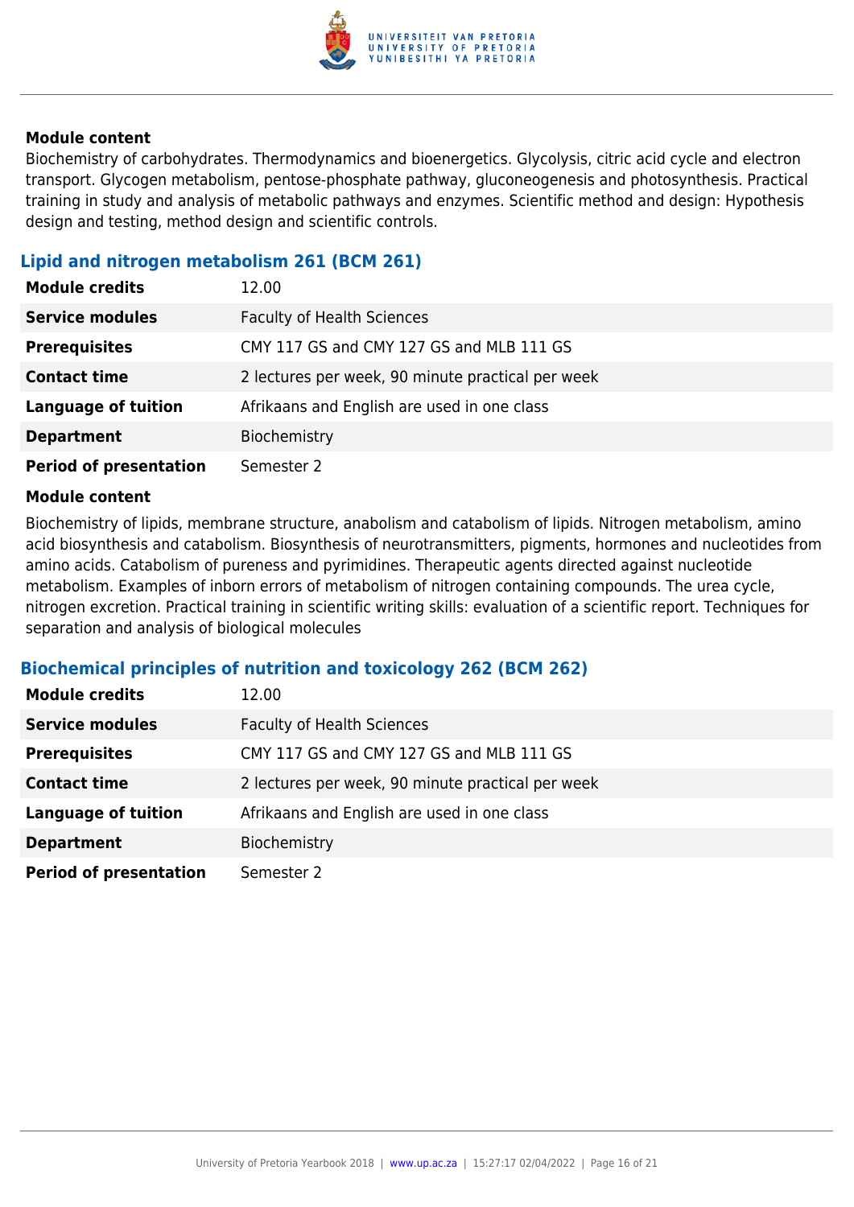**Module content**

Biochemistry of carbohydrates. Thermodynamics and bioenergetics. Glycolysis, citric acid cycle and electron transport. Glycogen metabolism, pentose-phosphate pathway, gluconeogenesis and photosynthesis. Practical training in study and analysis of metabolic pathways and enzymes. Scientific method and design: Hypothesis design and testing, method design and scientific controls.

### Lipid and nitrogen metabolism 261 (BCM 261)

| | |
|---|---|
| **Module credits** | 12.00 |
| **Service modules** | Faculty of Health Sciences |
| **Prerequisites** | CMY 117 GS and CMY 127 GS and MLB 111 GS |
| **Contact time** | 2 lectures per week, 90 minute practical per week |
| **Language of tuition** | Afrikaans and English are used in one class |
| **Department** | Biochemistry |
| **Period of presentation** | Semester 2 |

**Module content**

Biochemistry of lipids, membrane structure, anabolism and catabolism of lipids. Nitrogen metabolism, amino acid biosynthesis and catabolism. Biosynthesis of neurotransmitters, pigments, hormones and nucleotides from amino acids. Catabolism of pureness and pyrimidines. Therapeutic agents directed against nucleotide metabolism. Examples of inborn errors of metabolism of nitrogen containing compounds. The urea cycle, nitrogen excretion. Practical training in scientific writing skills: evaluation of a scientific report. Techniques for separation and analysis of biological molecules

### Biochemical principles of nutrition and toxicology 262 (BCM 262)

| | |
|---|---|
| **Module credits** | 12.00 |
| **Service modules** | Faculty of Health Sciences |
| **Prerequisites** | CMY 117 GS and CMY 127 GS and MLB 111 GS |
| **Contact time** | 2 lectures per week, 90 minute practical per week |
| **Language of tuition** | Afrikaans and English are used in one class |
| **Department** | Biochemistry |
| **Period of presentation** | Semester 2 |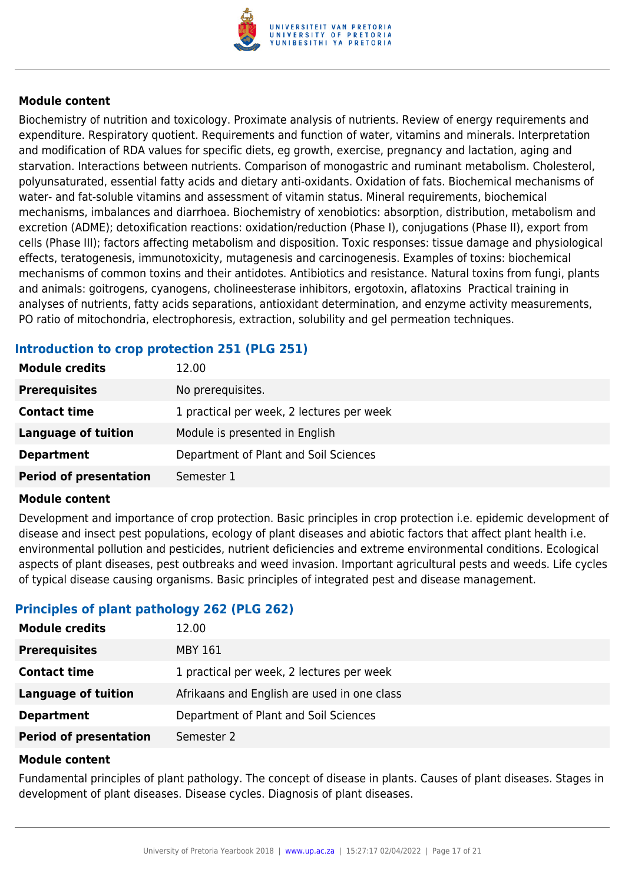#### Module content

Biochemistry of nutrition and toxicology. Proximate analysis of nutrients. Review of energy requirements and expenditure. Respiratory quotient. Requirements and function of water, vitamins and minerals. Interpretation and modification of RDA values for specific diets, eg growth, exercise, pregnancy and lactation, aging and starvation. Interactions between nutrients. Comparison of monogastric and ruminant metabolism. Cholesterol, polyunsaturated, essential fatty acids and dietary anti-oxidants. Oxidation of fats. Biochemical mechanisms of water- and fat-soluble vitamins and assessment of vitamin status. Mineral requirements, biochemical mechanisms, imbalances and diarrhoea. Biochemistry of xenobiotics: absorption, distribution, metabolism and excretion (ADME); detoxification reactions: oxidation/reduction (Phase I), conjugations (Phase II), export from cells (Phase III); factors affecting metabolism and disposition. Toxic responses: tissue damage and physiological effects, teratogenesis, immunotoxicity, mutagenesis and carcinogenesis. Examples of toxins: biochemical mechanisms of common toxins and their antidotes. Antibiotics and resistance. Natural toxins from fungi, plants and animals: goitrogens, cyanogens, cholineesterase inhibitors, ergotoxin, aflatoxins Practical training in analyses of nutrients, fatty acids separations, antioxidant determination, and enzyme activity measurements, PO ratio of mitochondria, electrophoresis, extraction, solubility and gel permeation techniques.

### Introduction to crop protection 251 (PLG 251)

| | |
|---|---|
| **Module credits** | 12.00 |
| **Prerequisites** | No prerequisites. |
| **Contact time** | 1 practical per week, 2 lectures per week |
| **Language of tuition** | Module is presented in English |
| **Department** | Department of Plant and Soil Sciences |
| **Period of presentation** | Semester 1 |

#### Module content

Development and importance of crop protection. Basic principles in crop protection i.e. epidemic development of disease and insect pest populations, ecology of plant diseases and abiotic factors that affect plant health i.e. environmental pollution and pesticides, nutrient deficiencies and extreme environmental conditions. Ecological aspects of plant diseases, pest outbreaks and weed invasion. Important agricultural pests and weeds. Life cycles of typical disease causing organisms. Basic principles of integrated pest and disease management.

### Principles of plant pathology 262 (PLG 262)

| | |
|---|---|
| **Module credits** | 12.00 |
| **Prerequisites** | MBY 161 |
| **Contact time** | 1 practical per week, 2 lectures per week |
| **Language of tuition** | Afrikaans and English are used in one class |
| **Department** | Department of Plant and Soil Sciences |
| **Period of presentation** | Semester 2 |

#### Module content

Fundamental principles of plant pathology. The concept of disease in plants. Causes of plant diseases. Stages in development of plant diseases. Disease cycles. Diagnosis of plant diseases.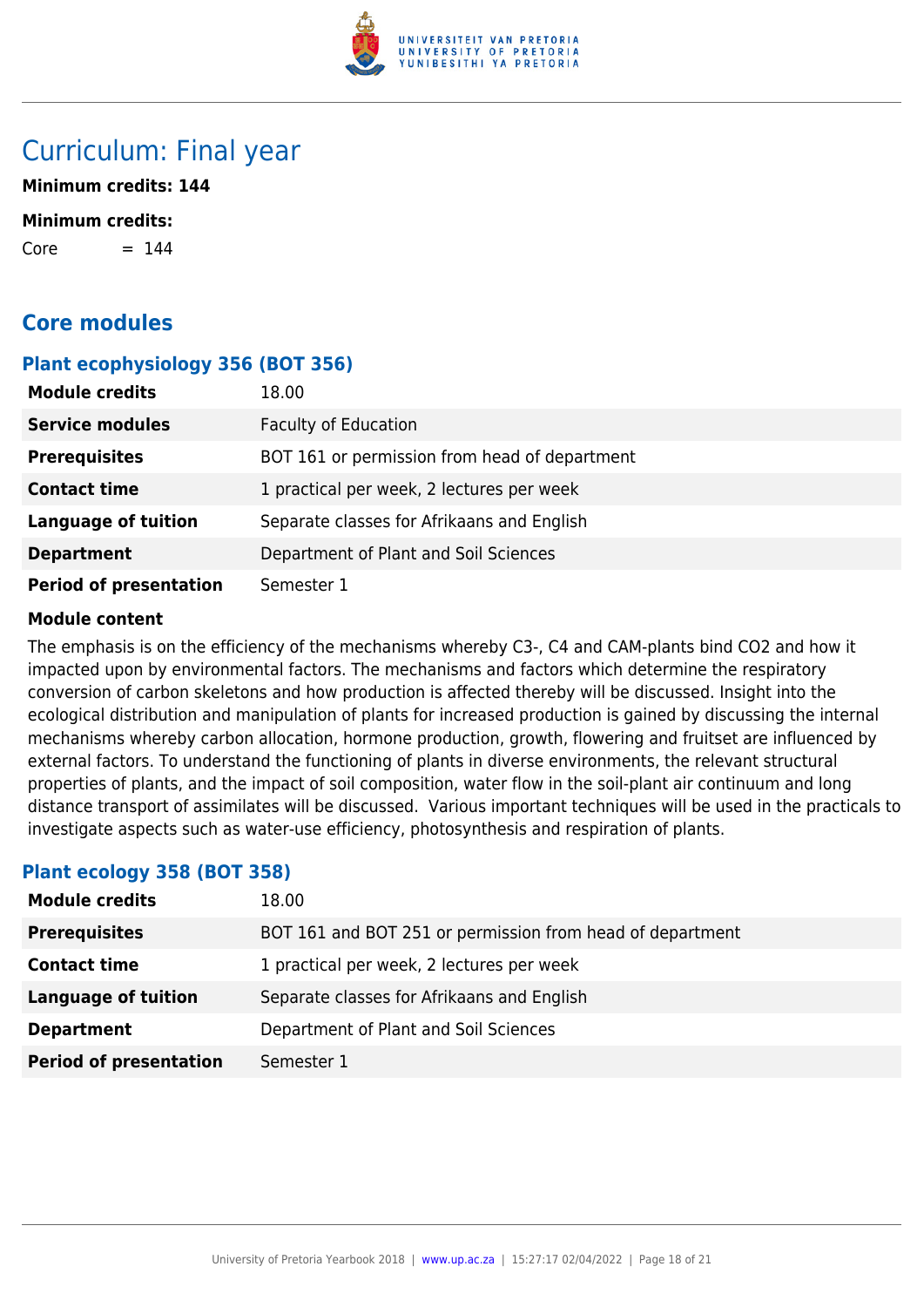# Curriculum: Final year

**Minimum credits: 144**

**Minimum credits:**

Core = 144

## Core modules

### Plant ecophysiology 356 (BOT 356)

| | |
|---|---|
| **Module credits** | 18.00 |
| **Service modules** | Faculty of Education |
| **Prerequisites** | BOT 161 or permission from head of department |
| **Contact time** | 1 practical per week, 2 lectures per week |
| **Language of tuition** | Separate classes for Afrikaans and English |
| **Department** | Department of Plant and Soil Sciences |
| **Period of presentation** | Semester 1 |

**Module content**

The emphasis is on the efficiency of the mechanisms whereby C3-, C4 and CAM-plants bind $CO_2$ and how it impacted upon by environmental factors. The mechanisms and factors which determine the respiratory conversion of carbon skeletons and how production is affected thereby will be discussed. Insight into the ecological distribution and manipulation of plants for increased production is gained by discussing the internal mechanisms whereby carbon allocation, hormone production, growth, flowering and fruitset are influenced by external factors. To understand the functioning of plants in diverse environments, the relevant structural properties of plants, and the impact of soil composition, water flow in the soil-plant air continuum and long distance transport of assimilates will be discussed. Various important techniques will be used in the practicals to investigate aspects such as water-use efficiency, photosynthesis and respiration of plants.

### Plant ecology 358 (BOT 358)

| | |
|---|---|
| **Module credits** | 18.00 |
| **Prerequisites** | BOT 161 and BOT 251 or permission from head of department |
| **Contact time** | 1 practical per week, 2 lectures per week |
| **Language of tuition** | Separate classes for Afrikaans and English |
| **Department** | Department of Plant and Soil Sciences |
| **Period of presentation** | Semester 1 |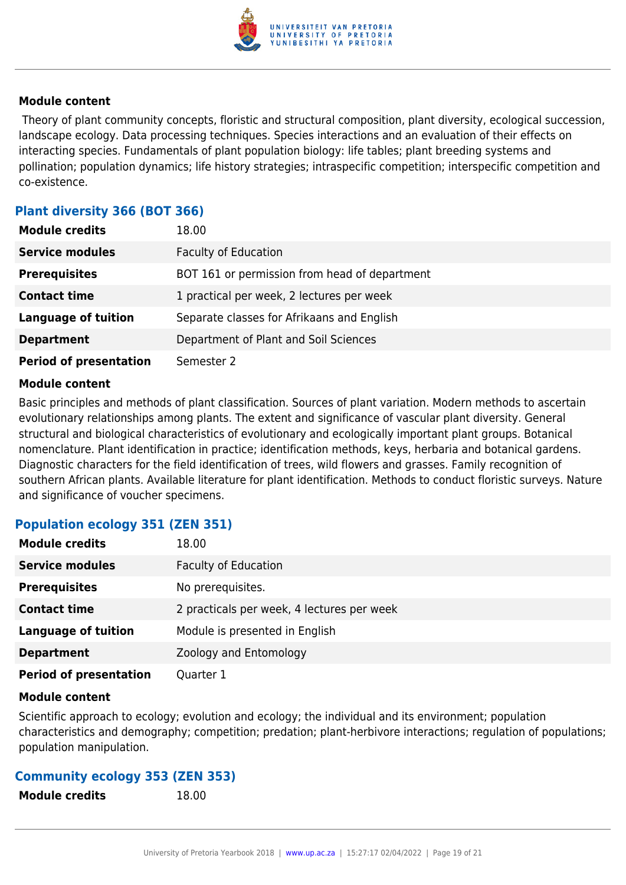#### Module content

Theory of plant community concepts, floristic and structural composition, plant diversity, ecological succession, landscape ecology. Data processing techniques. Species interactions and an evaluation of their effects on interacting species. Fundamentals of plant population biology: life tables; plant breeding systems and pollination; population dynamics; life history strategies; intraspecific competition; interspecific competition and co-existence.

### Plant diversity 366 (BOT 366)

| | |
|---|---|
| **Module credits** | 18.00 |
| **Service modules** | Faculty of Education |
| **Prerequisites** | BOT 161 or permission from head of department |
| **Contact time** | 1 practical per week, 2 lectures per week |
| **Language of tuition** | Separate classes for Afrikaans and English |
| **Department** | Department of Plant and Soil Sciences |
| **Period of presentation** | Semester 2 |

#### Module content

Basic principles and methods of plant classification. Sources of plant variation. Modern methods to ascertain evolutionary relationships among plants. The extent and significance of vascular plant diversity. General structural and biological characteristics of evolutionary and ecologically important plant groups. Botanical nomenclature. Plant identification in practice; identification methods, keys, herbaria and botanical gardens. Diagnostic characters for the field identification of trees, wild flowers and grasses. Family recognition of southern African plants. Available literature for plant identification. Methods to conduct floristic surveys. Nature and significance of voucher specimens.

### Population ecology 351 (ZEN 351)

| | |
|---|---|
| **Module credits** | 18.00 |
| **Service modules** | Faculty of Education |
| **Prerequisites** | No prerequisites. |
| **Contact time** | 2 practicals per week, 4 lectures per week |
| **Language of tuition** | Module is presented in English |
| **Department** | Zoology and Entomology |
| **Period of presentation** | Quarter 1 |

#### Module content

Scientific approach to ecology; evolution and ecology; the individual and its environment; population characteristics and demography; competition; predation; plant-herbivore interactions; regulation of populations; population manipulation.

### Community ecology 353 (ZEN 353)

| | |
|---|---|
| **Module credits** | 18.00 |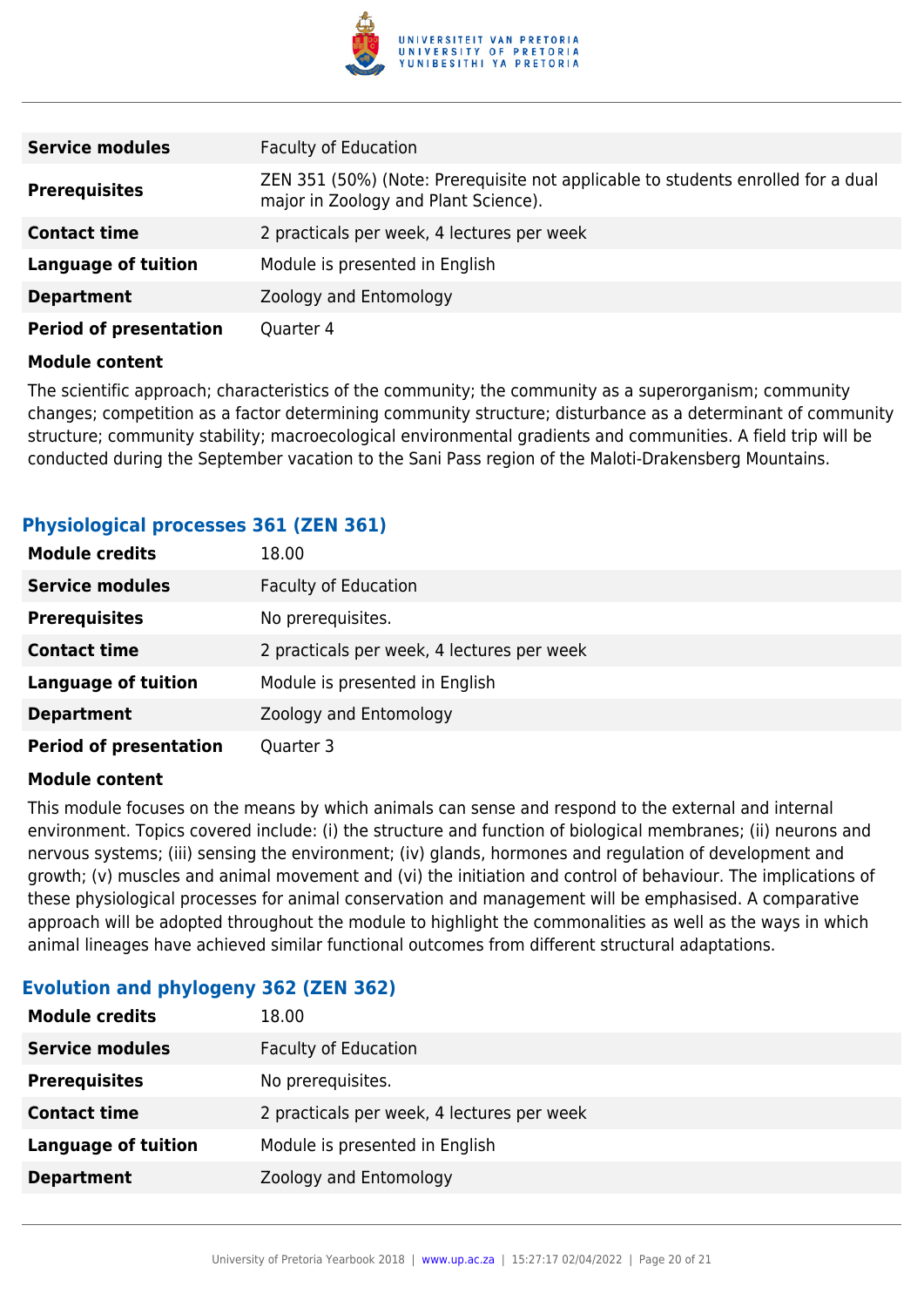| | |
|---|---|
| **Service modules** | Faculty of Education |
| **Prerequisites** | ZEN 351 (50%) (Note: Prerequisite not applicable to students enrolled for a dual major in Zoology and Plant Science). |
| **Contact time** | 2 practicals per week, 4 lectures per week |
| **Language of tuition** | Module is presented in English |
| **Department** | Zoology and Entomology |
| **Period of presentation** | Quarter 4 |

**Module content**

The scientific approach; characteristics of the community; the community as a superorganism; community changes; competition as a factor determining community structure; disturbance as a determinant of community structure; community stability; macroecological environmental gradients and communities. A field trip will be conducted during the September vacation to the Sani Pass region of the Maloti-Drakensberg Mountains.

### Physiological processes 361 (ZEN 361)

| | |
|---|---|
| **Module credits** | 18.00 |
| **Service modules** | Faculty of Education |
| **Prerequisites** | No prerequisites. |
| **Contact time** | 2 practicals per week, 4 lectures per week |
| **Language of tuition** | Module is presented in English |
| **Department** | Zoology and Entomology |
| **Period of presentation** | Quarter 3 |

**Module content**

This module focuses on the means by which animals can sense and respond to the external and internal environment. Topics covered include: (i) the structure and function of biological membranes; (ii) neurons and nervous systems; (iii) sensing the environment; (iv) glands, hormones and regulation of development and growth; (v) muscles and animal movement and (vi) the initiation and control of behaviour. The implications of these physiological processes for animal conservation and management will be emphasised. A comparative approach will be adopted throughout the module to highlight the commonalities as well as the ways in which animal lineages have achieved similar functional outcomes from different structural adaptations.

### Evolution and phylogeny 362 (ZEN 362)

| | |
|---|---|
| **Module credits** | 18.00 |
| **Service modules** | Faculty of Education |
| **Prerequisites** | No prerequisites. |
| **Contact time** | 2 practicals per week, 4 lectures per week |
| **Language of tuition** | Module is presented in English |
| **Department** | Zoology and Entomology |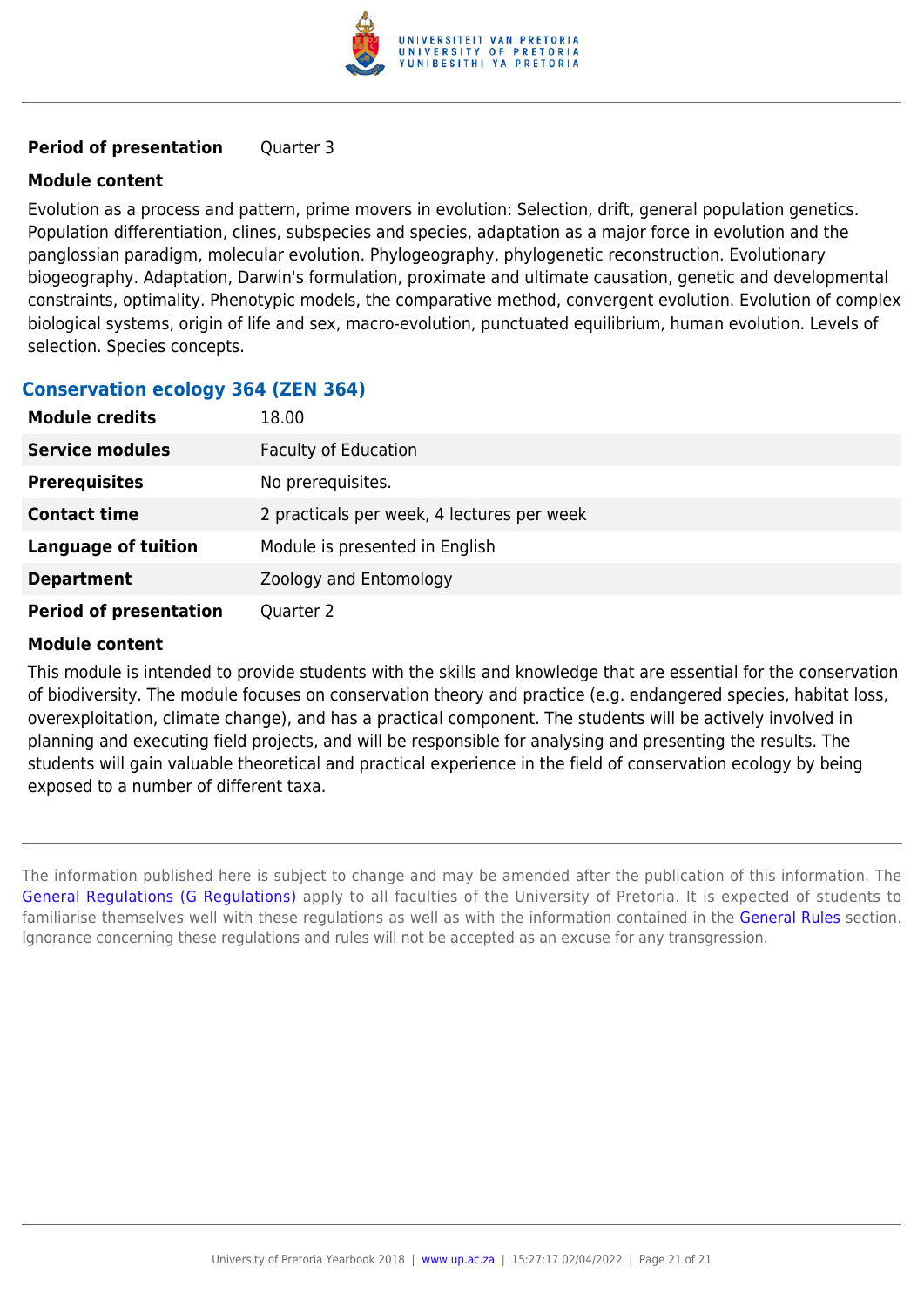**Period of presentation** Quarter 3

**Module content**

Evolution as a process and pattern, prime movers in evolution: Selection, drift, general population genetics. Population differentiation, clines, subspecies and species, adaptation as a major force in evolution and the panglossian paradigm, molecular evolution. Phylogeography, phylogenetic reconstruction. Evolutionary biogeography. Adaptation, Darwin's formulation, proximate and ultimate causation, genetic and developmental constraints, optimality. Phenotypic models, the comparative method, convergent evolution. Evolution of complex biological systems, origin of life and sex, macro-evolution, punctuated equilibrium, human evolution. Levels of selection. Species concepts.

### Conservation ecology 364 (ZEN 364)

| | |
|---|---|
| **Module credits** | 18.00 |
| **Service modules** | Faculty of Education |
| **Prerequisites** | No prerequisites. |
| **Contact time** | 2 practicals per week, 4 lectures per week |
| **Language of tuition** | Module is presented in English |
| **Department** | Zoology and Entomology |
| **Period of presentation** | Quarter 2 |

**Module content**

This module is intended to provide students with the skills and knowledge that are essential for the conservation of biodiversity. The module focuses on conservation theory and practice (e.g. endangered species, habitat loss, overexploitation, climate change), and has a practical component. The students will be actively involved in planning and executing field projects, and will be responsible for analysing and presenting the results. The students will gain valuable theoretical and practical experience in the field of conservation ecology by being exposed to a number of different taxa.

The information published here is subject to change and may be amended after the publication of this information. The General Regulations (G Regulations) apply to all faculties of the University of Pretoria. It is expected of students to familiarise themselves well with these regulations as well as with the information contained in the General Rules section. Ignorance concerning these regulations and rules will not be accepted as an excuse for any transgression.